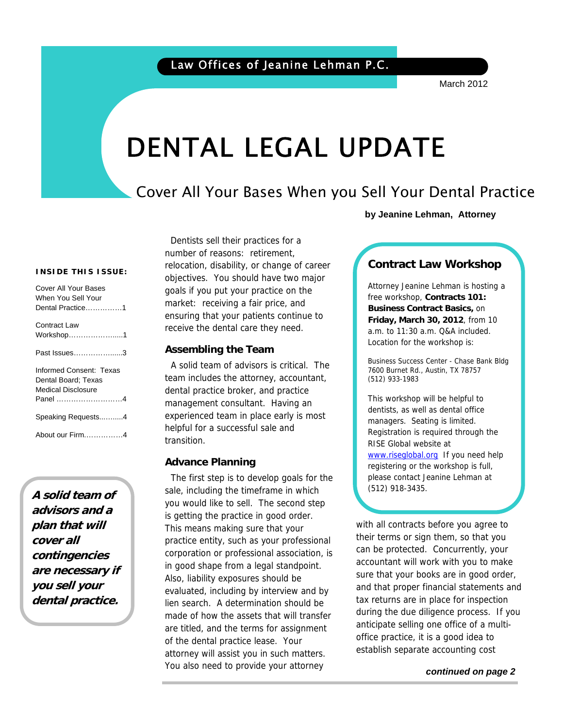Law Offices of Jeanine Lehman P.C.

March 2012

# DENTAL LEGAL UPDATE

## Cover All Your Bases When you Sell Your Dental Practice

**by Jeanine Lehman, Attorney**

**INSIDE THIS ISSUE:**

- Cover All Your Bases When You Sell Your Dental Practice……………1
- Contract Law Workshop…………………....1
- Past Issues………………....3
- Informed Consent: Texas Dental Board; Texas Medical Disclosure Panel ……………………….4
- Speaking Requests..........4
- About our Firm…………….4

***A solid team of advisors and a plan that will cover all contingencies are necessary if you sell your dental practice.***

Dentists sell their practices for a number of reasons: retirement, relocation, disability, or change of career objectives. You should have two major goals if you put your practice on the market: receiving a fair price, and ensuring that your patients continue to receive the dental care they need.

### Assembling the Team

A solid team of advisors is critical. The team includes the attorney, accountant, dental practice broker, and practice management consultant. Having an experienced team in place early is most helpful for a successful sale and transition.

### Advance Planning

The first step is to develop goals for the sale, including the timeframe in which you would like to sell. The second step is getting the practice in good order. This means making sure that your practice entity, such as your professional corporation or professional association, is in good shape from a legal standpoint. Also, liability exposures should be evaluated, including by interview and by lien search. A determination should be made of how the assets that will transfer are titled, and the terms for assignment of the dental practice lease. Your attorney will assist you in such matters. You also need to provide your attorney with all contracts before you agree to their terms or sign them, so that you can be protected. Concurrently, your accountant will work with you to make sure that your books are in good order, and that proper financial statements and tax returns are in place for inspection during the due diligence process. If you anticipate selling one office of a multi-office practice, it is a good idea to establish separate accounting cost

***continued on page 2***

### Contract Law Workshop

Attorney Jeanine Lehman is hosting a free workshop, **Contracts 101: Business Contract Basics,** on **Friday, March 30, 2012**, from 10 a.m. to 11:30 a.m. Q&A included. Location for the workshop is:

Business Success Center - Chase Bank Bldg
7600 Burnet Rd., Austin, TX 78757
(512) 933-1983

This workshop will be helpful to dentists, as well as dental office managers. Seating is limited. Registration is required through the RISE Global website at www.riseglobal.org If you need help registering or the workshop is full, please contact Jeanine Lehman at (512) 918-3435.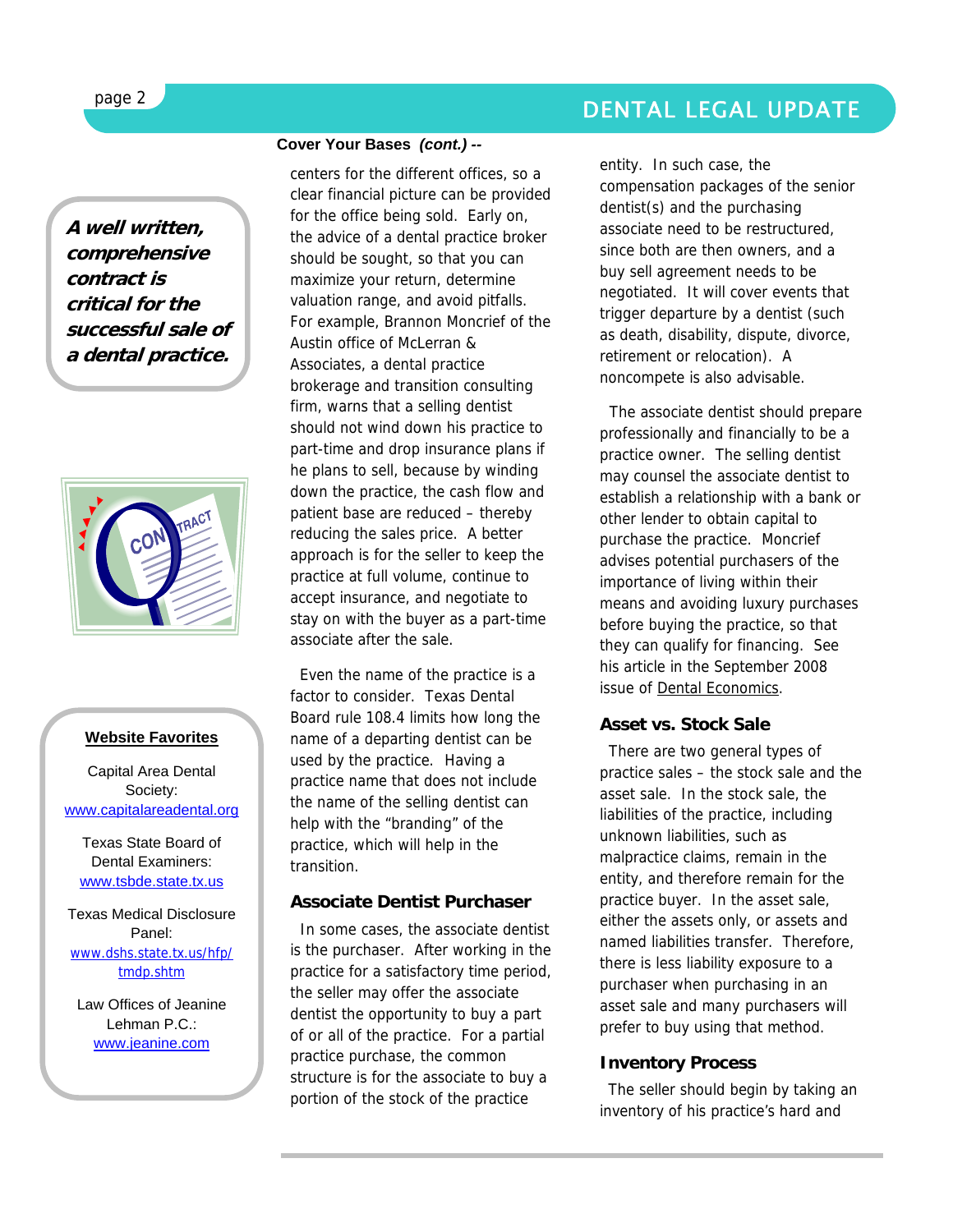**Cover Your Bases** ***(cont.)*** **--**

centers for the different offices, so a clear financial picture can be provided for the office being sold. Early on, the advice of a dental practice broker should be sought, so that you can maximize your return, determine valuation range, and avoid pitfalls. For example, Brannon Moncrief of the Austin office of McLerran & Associates, a dental practice brokerage and transition consulting firm, warns that a selling dentist should not wind down his practice to part-time and drop insurance plans if he plans to sell, because by winding down the practice, the cash flow and patient base are reduced – thereby reducing the sales price. A better approach is for the seller to keep the practice at full volume, continue to accept insurance, and negotiate to stay on with the buyer as a part-time associate after the sale.

Even the name of the practice is a factor to consider. Texas Dental Board rule 108.4 limits how long the name of a departing dentist can be used by the practice. Having a practice name that does not include the name of the selling dentist can help with the "branding" of the practice, which will help in the transition.

### Associate Dentist Purchaser

In some cases, the associate dentist is the purchaser. After working in the practice for a satisfactory time period, the seller may offer the associate dentist the opportunity to buy a part of or all of the practice. For a partial practice purchase, the common structure is for the associate to buy a portion of the stock of the practice entity. In such case, the compensation packages of the senior dentist(s) and the purchasing associate need to be restructured, since both are then owners, and a buy sell agreement needs to be negotiated. It will cover events that trigger departure by a dentist (such as death, disability, dispute, divorce, retirement or relocation). A noncompete is also advisable.

The associate dentist should prepare professionally and financially to be a practice owner. The selling dentist may counsel the associate dentist to establish a relationship with a bank or other lender to obtain capital to purchase the practice. Moncrief advises potential purchasers of the importance of living within their means and avoiding luxury purchases before buying the practice, so that they can qualify for financing. See his article in the September 2008 issue of Dental Economics.

### Asset vs. Stock Sale

There are two general types of practice sales – the stock sale and the asset sale. In the stock sale, the liabilities of the practice, including unknown liabilities, such as malpractice claims, remain in the entity, and therefore remain for the practice buyer. In the asset sale, either the assets only, or assets and named liabilities transfer. Therefore, there is less liability exposure to a purchaser when purchasing in an asset sale and many purchasers will prefer to buy using that method.

### Inventory Process

The seller should begin by taking an inventory of his practice's hard and

***A well written, comprehensive contract is critical for the successful sale of a dental practice.***

**Website Favorites**

Capital Area Dental Society:
www.capitalareadental.org

Texas State Board of Dental Examiners:
www.tsbde.state.tx.us

Texas Medical Disclosure Panel:
www.dshs.state.tx.us/hfp/tmdp.shtm

Law Offices of Jeanine Lehman P.C.:
www.jeanine.com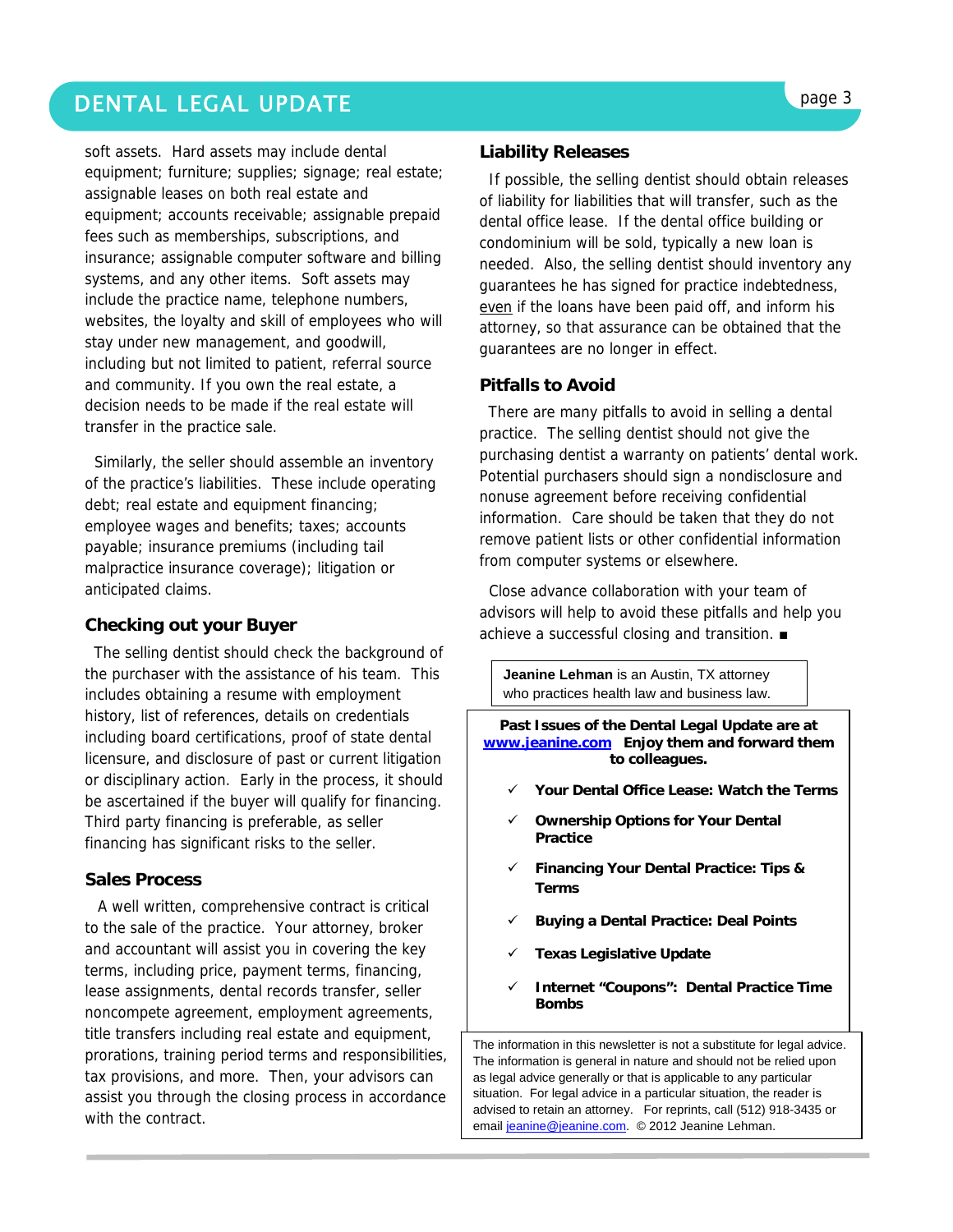soft assets. Hard assets may include dental equipment; furniture; supplies; signage; real estate; assignable leases on both real estate and equipment; accounts receivable; assignable prepaid fees such as memberships, subscriptions, and insurance; assignable computer software and billing systems, and any other items. Soft assets may include the practice name, telephone numbers, websites, the loyalty and skill of employees who will stay under new management, and goodwill, including but not limited to patient, referral source and community. If you own the real estate, a decision needs to be made if the real estate will transfer in the practice sale.

Similarly, the seller should assemble an inventory of the practice's liabilities. These include operating debt; real estate and equipment financing; employee wages and benefits; taxes; accounts payable; insurance premiums (including tail malpractice insurance coverage); litigation or anticipated claims.

### Checking out your Buyer

The selling dentist should check the background of the purchaser with the assistance of his team. This includes obtaining a resume with employment history, list of references, details on credentials including board certifications, proof of state dental licensure, and disclosure of past or current litigation or disciplinary action. Early in the process, it should be ascertained if the buyer will qualify for financing. Third party financing is preferable, as seller financing has significant risks to the seller.

### Sales Process

A well written, comprehensive contract is critical to the sale of the practice. Your attorney, broker and accountant will assist you in covering the key terms, including price, payment terms, financing, lease assignments, dental records transfer, seller noncompete agreement, employment agreements, title transfers including real estate and equipment, prorations, training period terms and responsibilities, tax provisions, and more. Then, your advisors can assist you through the closing process in accordance with the contract.

### Liability Releases

If possible, the selling dentist should obtain releases of liability for liabilities that will transfer, such as the dental office lease. If the dental office building or condominium will be sold, typically a new loan is needed. Also, the selling dentist should inventory any guarantees he has signed for practice indebtedness, even if the loans have been paid off, and inform his attorney, so that assurance can be obtained that the guarantees are no longer in effect.

### Pitfalls to Avoid

There are many pitfalls to avoid in selling a dental practice. The selling dentist should not give the purchasing dentist a warranty on patients' dental work. Potential purchasers should sign a nondisclosure and nonuse agreement before receiving confidential information. Care should be taken that they do not remove patient lists or other confidential information from computer systems or elsewhere.

Close advance collaboration with your team of advisors will help to avoid these pitfalls and help you achieve a successful closing and transition. ■

**Jeanine Lehman** is an Austin, TX attorney who practices health law and business law.

**Past Issues of the Dental Legal Update are at www.jeanine.com Enjoy them and forward them to colleagues.**

- ✓ **Your Dental Office Lease: Watch the Terms**
- ✓ **Ownership Options for Your Dental Practice**
- ✓ **Financing Your Dental Practice: Tips & Terms**
- ✓ **Buying a Dental Practice: Deal Points**
- ✓ **Texas Legislative Update**
- ✓ **Internet "Coupons": Dental Practice Time Bombs**

The information in this newsletter is not a substitute for legal advice. The information is general in nature and should not be relied upon as legal advice generally or that is applicable to any particular situation. For legal advice in a particular situation, the reader is advised to retain an attorney. For reprints, call (512) 918-3435 or email jeanine@jeanine.com. © 2012 Jeanine Lehman.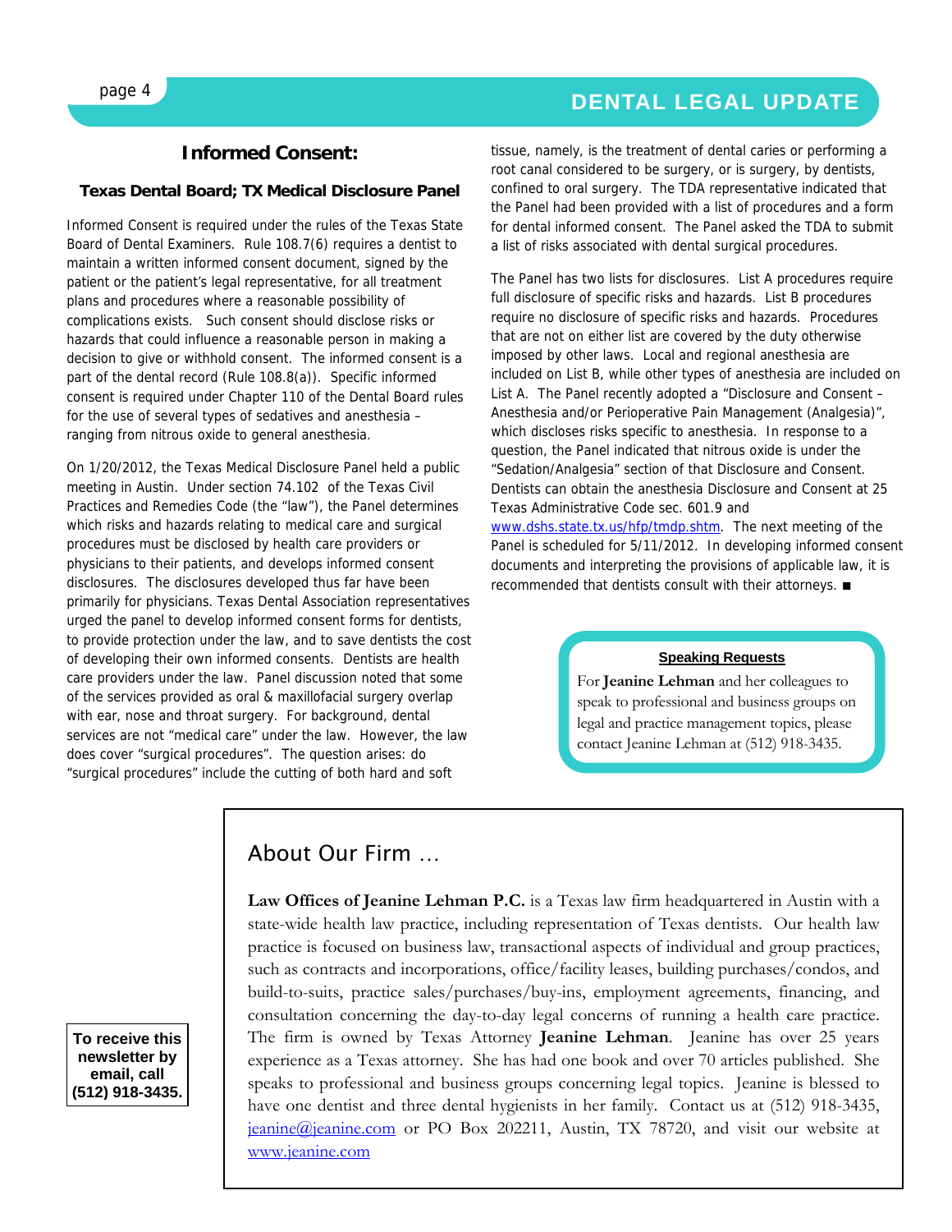## Informed Consent:

### Texas Dental Board; TX Medical Disclosure Panel

Informed Consent is required under the rules of the Texas State Board of Dental Examiners. Rule 108.7(6) requires a dentist to maintain a written informed consent document, signed by the patient or the patient's legal representative, for all treatment plans and procedures where a reasonable possibility of complications exists. Such consent should disclose risks or hazards that could influence a reasonable person in making a decision to give or withhold consent. The informed consent is a part of the dental record (Rule 108.8(a)). Specific informed consent is required under Chapter 110 of the Dental Board rules for the use of several types of sedatives and anesthesia – ranging from nitrous oxide to general anesthesia.

On 1/20/2012, the Texas Medical Disclosure Panel held a public meeting in Austin. Under section 74.102 of the Texas Civil Practices and Remedies Code (the "law"), the Panel determines which risks and hazards relating to medical care and surgical procedures must be disclosed by health care providers or physicians to their patients, and develops informed consent disclosures. The disclosures developed thus far have been primarily for physicians. Texas Dental Association representatives urged the panel to develop informed consent forms for dentists, to provide protection under the law, and to save dentists the cost of developing their own informed consents. Dentists are health care providers under the law. Panel discussion noted that some of the services provided as oral & maxillofacial surgery overlap with ear, nose and throat surgery. For background, dental services are not "medical care" under the law. However, the law does cover "surgical procedures". The question arises: do "surgical procedures" include the cutting of both hard and soft tissue, namely, is the treatment of dental caries or performing a root canal considered to be surgery, or is surgery, by dentists, confined to oral surgery. The TDA representative indicated that the Panel had been provided with a list of procedures and a form for dental informed consent. The Panel asked the TDA to submit a list of risks associated with dental surgical procedures.

The Panel has two lists for disclosures. List A procedures require full disclosure of specific risks and hazards. List B procedures require no disclosure of specific risks and hazards. Procedures that are not on either list are covered by the duty otherwise imposed by other laws. Local and regional anesthesia are included on List B, while other types of anesthesia are included on List A. The Panel recently adopted a "Disclosure and Consent – Anesthesia and/or Perioperative Pain Management (Analgesia)", which discloses risks specific to anesthesia. In response to a question, the Panel indicated that nitrous oxide is under the "Sedation/Analgesia" section of that Disclosure and Consent. Dentists can obtain the anesthesia Disclosure and Consent at 25 Texas Administrative Code sec. 601.9 and www.dshs.state.tx.us/hfp/tmdp.shtm. The next meeting of the Panel is scheduled for 5/11/2012. In developing informed consent documents and interpreting the provisions of applicable law, it is recommended that dentists consult with their attorneys. ■

**Speaking Requests**

For **Jeanine Lehman** and her colleagues to speak to professional and business groups on legal and practice management topics, please contact Jeanine Lehman at (512) 918-3435.

## About Our Firm …

**Law Offices of Jeanine Lehman P.C.** is a Texas law firm headquartered in Austin with a state-wide health law practice, including representation of Texas dentists. Our health law practice is focused on business law, transactional aspects of individual and group practices, such as contracts and incorporations, office/facility leases, building purchases/condos, and build-to-suits, practice sales/purchases/buy-ins, employment agreements, financing, and consultation concerning the day-to-day legal concerns of running a health care practice. The firm is owned by Texas Attorney **Jeanine Lehman**. Jeanine has over 25 years experience as a Texas attorney. She has had one book and over 70 articles published. She speaks to professional and business groups concerning legal topics. Jeanine is blessed to have one dentist and three dental hygienists in her family. Contact us at (512) 918-3435, jeanine@jeanine.com or PO Box 202211, Austin, TX 78720, and visit our website at www.jeanine.com

**To receive this newsletter by email, call (512) 918-3435.**